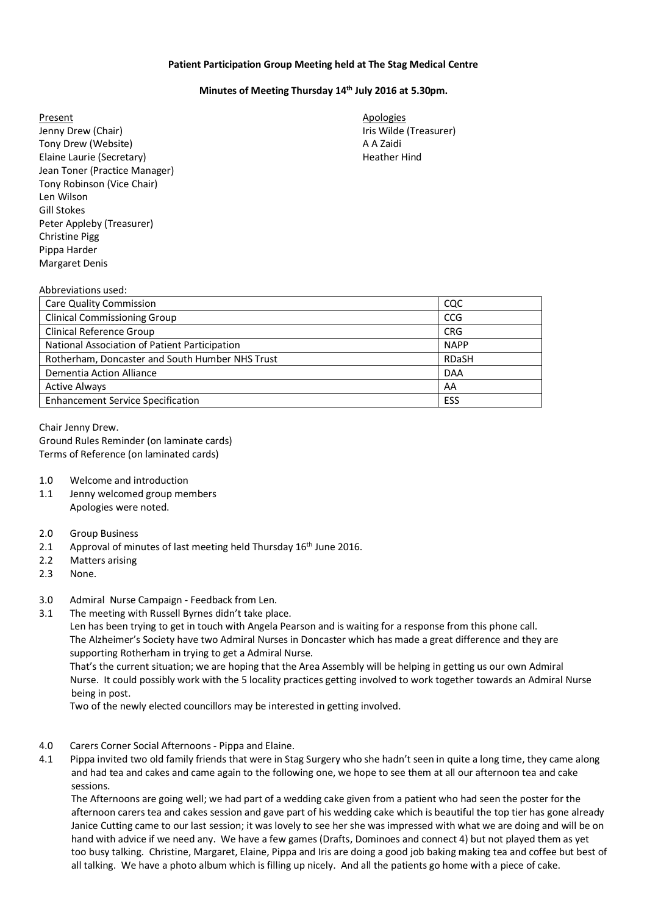**Patient Participation Group Meeting held at The Stag Medical Centre**

**Minutes of Meeting Thursday 14th July 2016 at 5.30pm.**

Present
Jenny Drew (Chair)
Tony Drew (Website)
Elaine Laurie (Secretary)
Jean Toner (Practice Manager)
Tony Robinson (Vice Chair)
Len Wilson
Gill Stokes
Peter Appleby (Treasurer)
Christine Pigg
Pippa Harder
Margaret Denis

Apologies
Iris Wilde (Treasurer)
A A Zaidi
Heather Hind

Abbreviations used:

| | |
|---|---|
| Care Quality Commission | CQC |
| Clinical Commissioning Group | CCG |
| Clinical Reference Group | CRG |
| National Association of Patient Participation | NAPP |
| Rotherham, Doncaster and South Humber NHS Trust | RDaSH |
| Dementia Action Alliance | DAA |
| Active Always | AA |
| Enhancement Service Specification | ESS |

Chair Jenny Drew.
Ground Rules Reminder (on laminate cards)
Terms of Reference (on laminated cards)

1.0 Welcome and introduction
1.1 Jenny welcomed group members
Apologies were noted.

2.0 Group Business
2.1 Approval of minutes of last meeting held Thursday 16th June 2016.
2.2 Matters arising
2.3 None.

3.0 Admiral Nurse Campaign - Feedback from Len.
3.1 The meeting with Russell Byrnes didn't take place.
Len has been trying to get in touch with Angela Pearson and is waiting for a response from this phone call.
The Alzheimer's Society have two Admiral Nurses in Doncaster which has made a great difference and they are supporting Rotherham in trying to get a Admiral Nurse.
That's the current situation; we are hoping that the Area Assembly will be helping in getting us our own Admiral Nurse. It could possibly work with the 5 locality practices getting involved to work together towards an Admiral Nurse being in post.
Two of the newly elected councillors may be interested in getting involved.

4.0 Carers Corner Social Afternoons - Pippa and Elaine.
4.1 Pippa invited two old family friends that were in Stag Surgery who she hadn't seen in quite a long time, they came along and had tea and cakes and came again to the following one, we hope to see them at all our afternoon tea and cake sessions.
The Afternoons are going well; we had part of a wedding cake given from a patient who had seen the poster for the afternoon carers tea and cakes session and gave part of his wedding cake which is beautiful the top tier has gone already Janice Cutting came to our last session; it was lovely to see her she was impressed with what we are doing and will be on hand with advice if we need any. We have a few games (Drafts, Dominoes and connect 4) but not played them as yet too busy talking. Christine, Margaret, Elaine, Pippa and Iris are doing a good job baking making tea and coffee but best of all talking. We have a photo album which is filling up nicely. And all the patients go home with a piece of cake.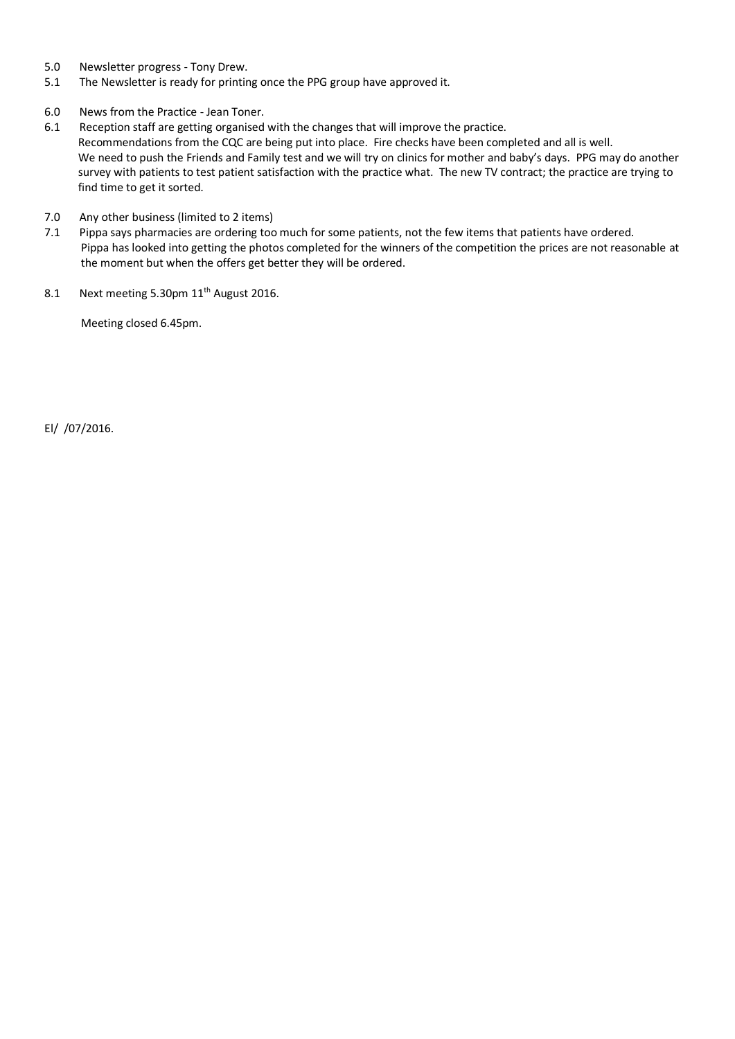5.0 Newsletter progress - Tony Drew.

5.1 The Newsletter is ready for printing once the PPG group have approved it.

6.0 News from the Practice - Jean Toner.

6.1 Reception staff are getting organised with the changes that will improve the practice.
Recommendations from the CQC are being put into place. Fire checks have been completed and all is well.
We need to push the Friends and Family test and we will try on clinics for mother and baby's days. PPG may do another survey with patients to test patient satisfaction with the practice what. The new TV contract; the practice are trying to find time to get it sorted.

7.0 Any other business (limited to 2 items)

7.1 Pippa says pharmacies are ordering too much for some patients, not the few items that patients have ordered.
Pippa has looked into getting the photos completed for the winners of the competition the prices are not reasonable at the moment but when the offers get better they will be ordered.

8.1 Next meeting 5.30pm 11th August 2016.

Meeting closed 6.45pm.

El/ /07/2016.